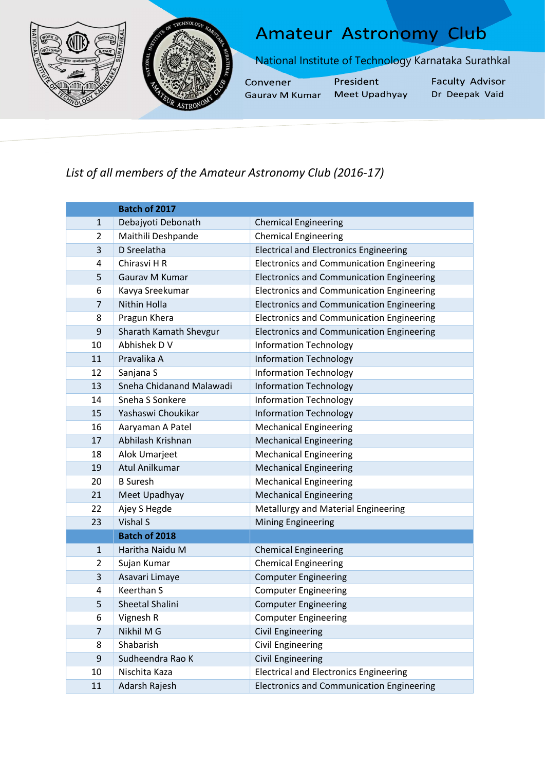# Amateur Astronomy Club

National Institute of Technology Karnataka Surathkal

| Convener | President | Faculty Advisor |
|---|---|---|
| Gaurav M Kumar | Meet Upadhyay | Dr Deepak Vaid |

*List of all members of the Amateur Astronomy Club (2016-17)*

| | Batch of 2017 | |
|---|---|---|
| 1 | Debajyoti Debonath | Chemical Engineering |
| 2 | Maithili Deshpande | Chemical Engineering |
| 3 | D Sreelatha | Electrical and Electronics Engineering |
| 4 | Chirasvi H R | Electronics and Communication Engineering |
| 5 | Gaurav M Kumar | Electronics and Communication Engineering |
| 6 | Kavya Sreekumar | Electronics and Communication Engineering |
| 7 | Nithin Holla | Electronics and Communication Engineering |
| 8 | Pragun Khera | Electronics and Communication Engineering |
| 9 | Sharath Kamath Shevgur | Electronics and Communication Engineering |
| 10 | Abhishek D V | Information Technology |
| 11 | Pravalika A | Information Technology |
| 12 | Sanjana S | Information Technology |
| 13 | Sneha Chidanand Malawadi | Information Technology |
| 14 | Sneha S Sonkere | Information Technology |
| 15 | Yashaswi Choukikar | Information Technology |
| 16 | Aaryaman A Patel | Mechanical Engineering |
| 17 | Abhilash Krishnan | Mechanical Engineering |
| 18 | Alok Umarjeet | Mechanical Engineering |
| 19 | Atul Anilkumar | Mechanical Engineering |
| 20 | B Suresh | Mechanical Engineering |
| 21 | Meet Upadhyay | Mechanical Engineering |
| 22 | Ajey S Hegde | Metallurgy and Material Engineering |
| 23 | Vishal S | Mining Engineering |
| | **Batch of 2018** | |
| 1 | Haritha Naidu M | Chemical Engineering |
| 2 | Sujan Kumar | Chemical Engineering |
| 3 | Asavari Limaye | Computer Engineering |
| 4 | Keerthan S | Computer Engineering |
| 5 | Sheetal Shalini | Computer Engineering |
| 6 | Vignesh R | Computer Engineering |
| 7 | Nikhil M G | Civil Engineering |
| 8 | Shabarish | Civil Engineering |
| 9 | Sudheendra Rao K | Civil Engineering |
| 10 | Nischita Kaza | Electrical and Electronics Engineering |
| 11 | Adarsh Rajesh | Electronics and Communication Engineering |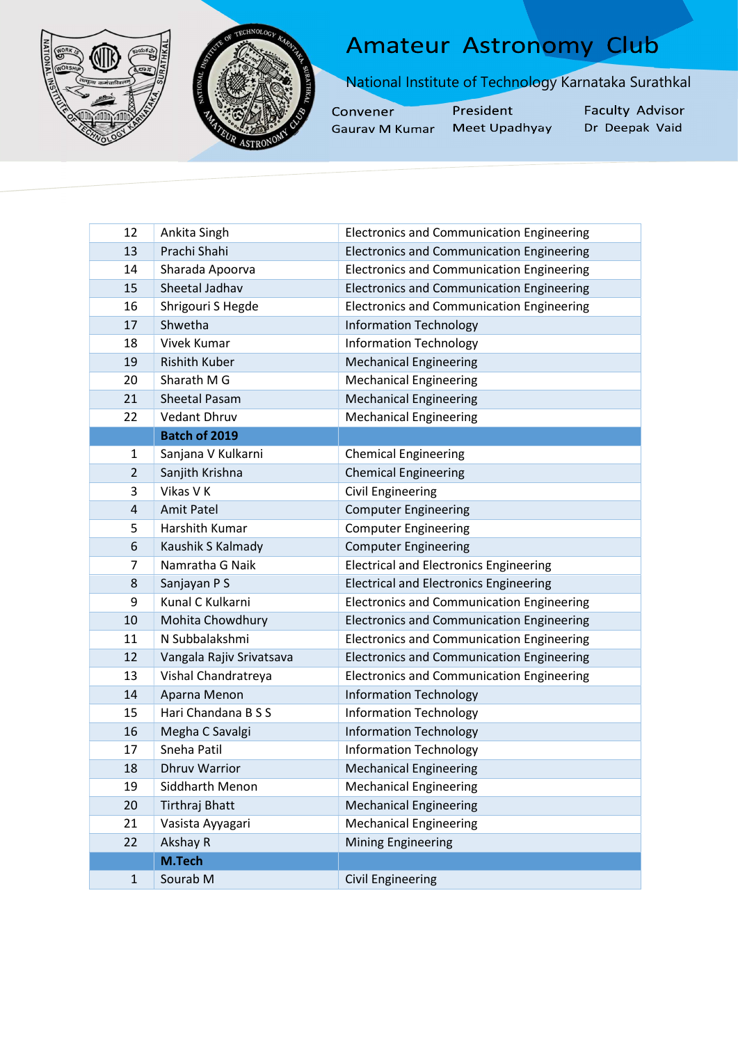# Amateur Astronomy Club

National Institute of Technology Karnataka Surathkal

Convener: Gaurav M Kumar | President: Meet Upadhyay | Faculty Advisor: Dr Deepak Vaid

| | | |
|---|---|---|
| 12 | Ankita Singh | Electronics and Communication Engineering |
| 13 | Prachi Shahi | Electronics and Communication Engineering |
| 14 | Sharada Apoorva | Electronics and Communication Engineering |
| 15 | Sheetal Jadhav | Electronics and Communication Engineering |
| 16 | Shrigouri S Hegde | Electronics and Communication Engineering |
| 17 | Shwetha | Information Technology |
| 18 | Vivek Kumar | Information Technology |
| 19 | Rishith Kuber | Mechanical Engineering |
| 20 | Sharath M G | Mechanical Engineering |
| 21 | Sheetal Pasam | Mechanical Engineering |
| 22 | Vedant Dhruv | Mechanical Engineering |
| | **Batch of 2019** | |
| 1 | Sanjana V Kulkarni | Chemical Engineering |
| 2 | Sanjith Krishna | Chemical Engineering |
| 3 | Vikas V K | Civil Engineering |
| 4 | Amit Patel | Computer Engineering |
| 5 | Harshith Kumar | Computer Engineering |
| 6 | Kaushik S Kalmady | Computer Engineering |
| 7 | Namratha G Naik | Electrical and Electronics Engineering |
| 8 | Sanjayan P S | Electrical and Electronics Engineering |
| 9 | Kunal C Kulkarni | Electronics and Communication Engineering |
| 10 | Mohita Chowdhury | Electronics and Communication Engineering |
| 11 | N Subbalakshmi | Electronics and Communication Engineering |
| 12 | Vangala Rajiv Srivatsava | Electronics and Communication Engineering |
| 13 | Vishal Chandratreya | Electronics and Communication Engineering |
| 14 | Aparna Menon | Information Technology |
| 15 | Hari Chandana B S S | Information Technology |
| 16 | Megha C Savalgi | Information Technology |
| 17 | Sneha Patil | Information Technology |
| 18 | Dhruv Warrior | Mechanical Engineering |
| 19 | Siddharth Menon | Mechanical Engineering |
| 20 | Tirthraj Bhatt | Mechanical Engineering |
| 21 | Vasista Ayyagari | Mechanical Engineering |
| 22 | Akshay R | Mining Engineering |
| | **M.Tech** | |
| 1 | Sourab M | Civil Engineering |